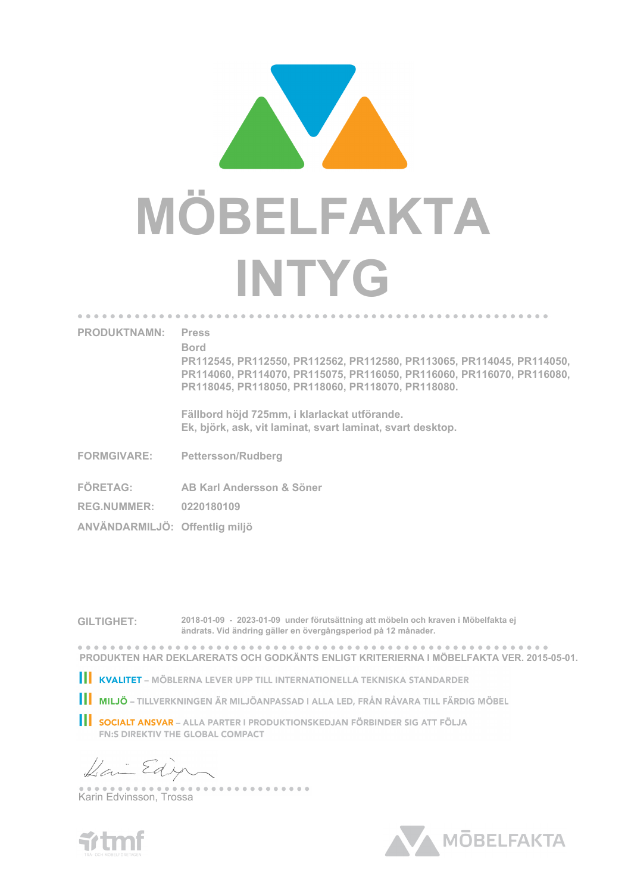# MÖBELFAKTA INTYG

**PRODUKTNAMN:** Press
Bord
PR112545, PR112550, PR112562, PR112580, PR113065, PR114045, PR114050, PR114060, PR114070, PR115075, PR116050, PR116060, PR116070, PR116080, PR118045, PR118050, PR118060, PR118070, PR118080.

Fällbord höjd 725mm, i klarlackat utförande.
Ek, björk, ask, vit laminat, svart laminat, svart desktop.

**FORMGIVARE:** Pettersson/Rudberg

**FÖRETAG:** AB Karl Andersson & Söner

**REG.NUMMER:** 0220180109

**ANVÄNDARMILJÖ:** Offentlig miljö

**GILTIGHET:** 2018-01-09 - 2023-01-09 under förutsättning att möbeln och kraven i Möbelfakta ej ändrats. Vid ändring gäller en övergångsperiod på 12 månader.

**PRODUKTEN HAR DEKLARERATS OCH GODKÄNTS ENLIGT KRITERIERNA I MÖBELFAKTA VER. 2015-05-01.**

**KVALITET** – MÖBLERNA LEVER UPP TILL INTERNATIONELLA TEKNISKA STANDARDER

**MILJÖ** – TILLVERKNINGEN ÄR MILJÖANPASSAD I ALLA LED, FRÅN RÅVARA TILL FÄRDIG MÖBEL

**SOCIALT ANSVAR** – ALLA PARTER I PRODUKTIONSKEDJAN FÖRBINDER SIG ATT FÖLJA FN:S DIREKTIV THE GLOBAL COMPACT

Karin Edvinsson, Trossa

tmf TRÄ- OCH MÖBELFÖRETAGEN

MÖBELFAKTA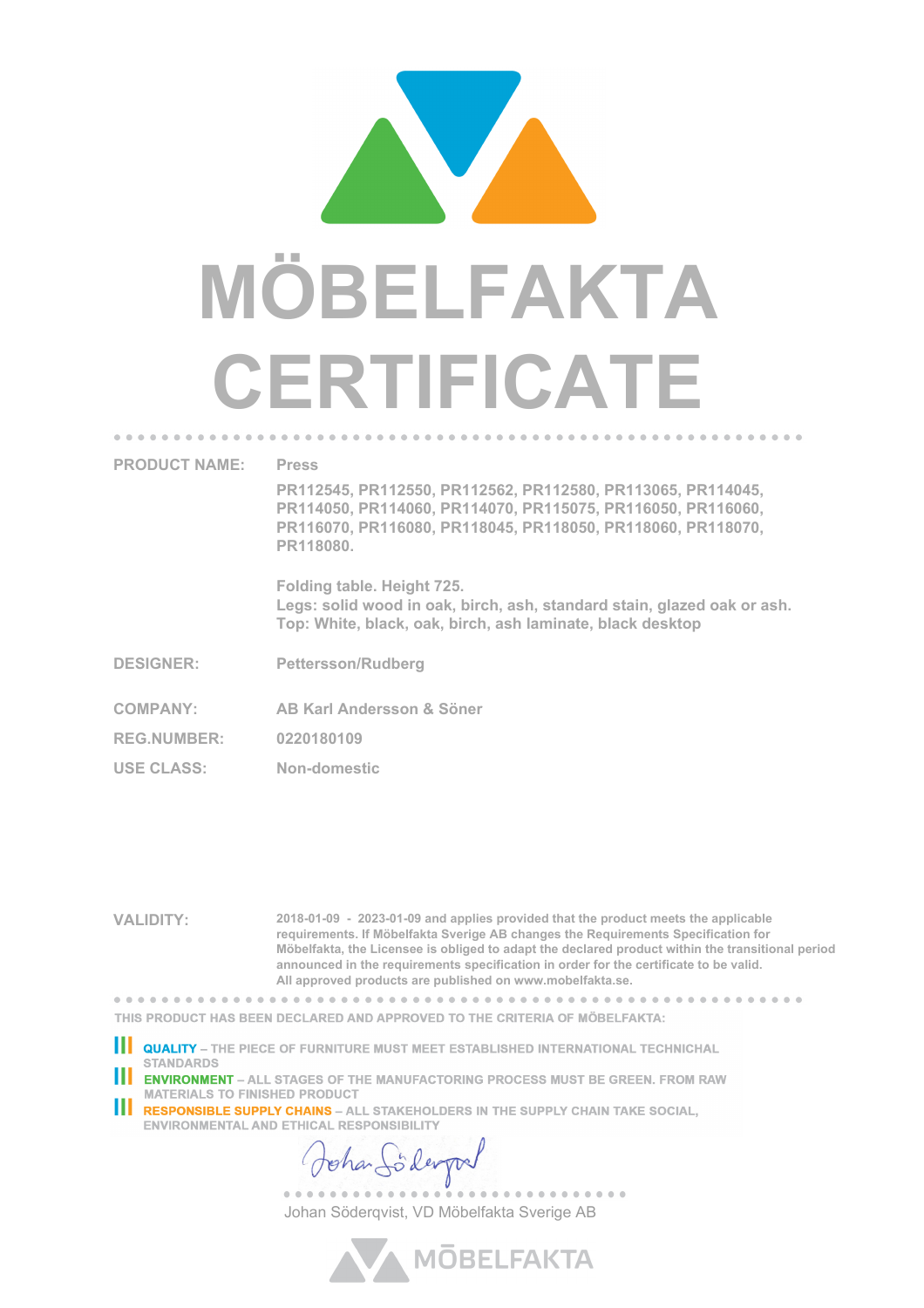# MÖBELFAKTA CERTIFICATE

| | |
|---|---|
| PRODUCT NAME: | Press<br><br>PR112545, PR112550, PR112562, PR112580, PR113065, PR114045, PR114050, PR114060, PR114070, PR115075, PR116050, PR116060, PR116070, PR116080, PR118045, PR118050, PR118060, PR118070, PR118080.<br><br>Folding table. Height 725.<br>Legs: solid wood in oak, birch, ash, standard stain, glazed oak or ash.<br>Top: White, black, oak, birch, ash laminate, black desktop |
| DESIGNER: | Pettersson/Rudberg |
| COMPANY: | AB Karl Andersson & Söner |
| REG.NUMBER: | 0220180109 |
| USE CLASS: | Non-domestic |
| VALIDITY: | 2018-01-09 - 2023-01-09 and applies provided that the product meets the applicable requirements. If Möbelfakta Sverige AB changes the Requirements Specification for Möbelfakta, the Licensee is obliged to adapt the declared product within the transitional period announced in the requirements specification in order for the certificate to be valid. All approved products are published on www.mobelfakta.se. |

THIS PRODUCT HAS BEEN DECLARED AND APPROVED TO THE CRITERIA OF MÖBELFAKTA:

- **QUALITY** – THE PIECE OF FURNITURE MUST MEET ESTABLISHED INTERNATIONAL TECHNICHAL STANDARDS
- **ENVIRONMENT** – ALL STAGES OF THE MANUFACTORING PROCESS MUST BE GREEN. FROM RAW MATERIALS TO FINISHED PRODUCT
- **RESPONSIBLE SUPPLY CHAINS** – ALL STAKEHOLDERS IN THE SUPPLY CHAIN TAKE SOCIAL, ENVIRONMENTAL AND ETHICAL RESPONSIBILITY

Johan Söderqvist, VD Möbelfakta Sverige AB

MÖBELFAKTA